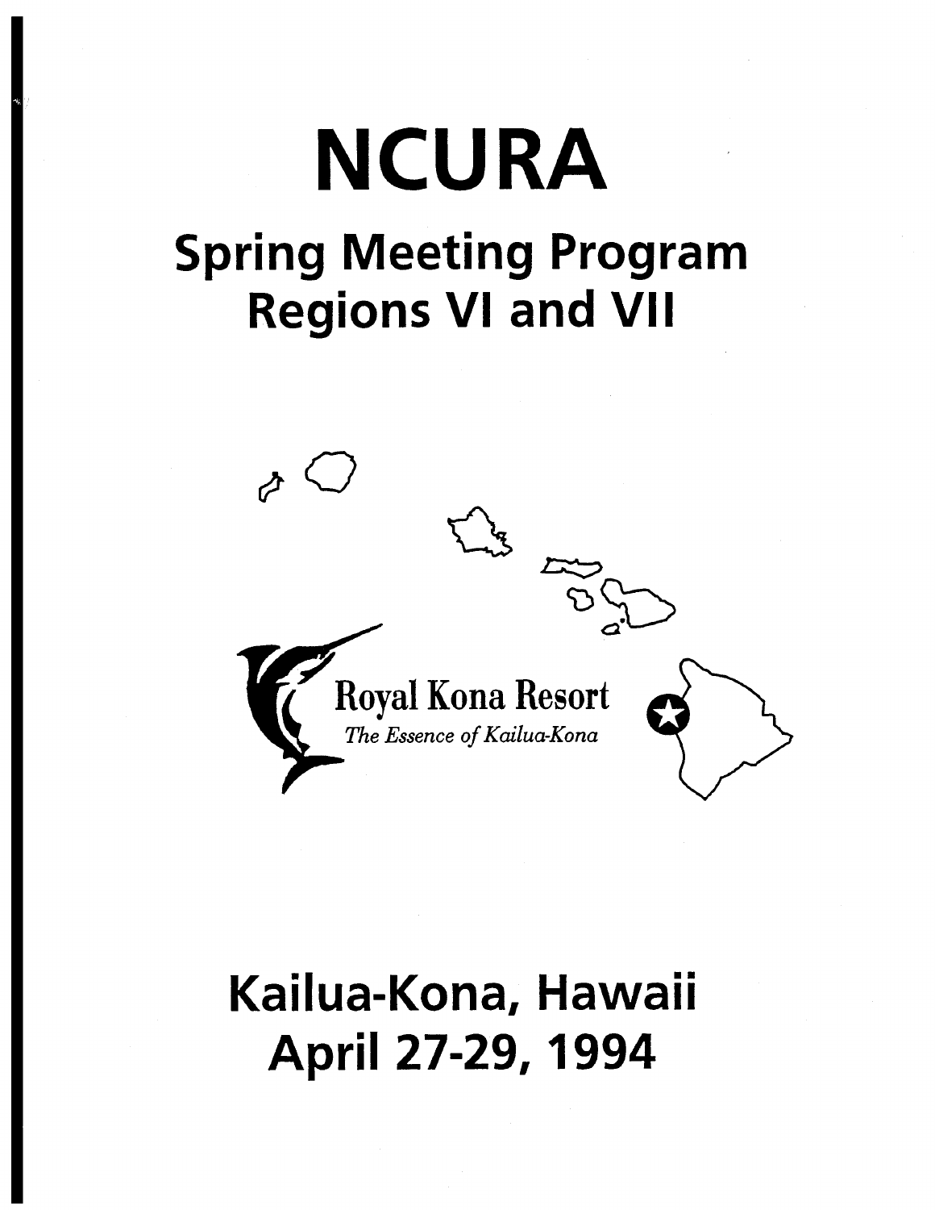# NCURA

## Spring Meeting Program
## Regions VI and VII

Royal Kona Resort

*The Essence of Kailua-Kona*

## Kailua-Kona, Hawaii
## April 27-29, 1994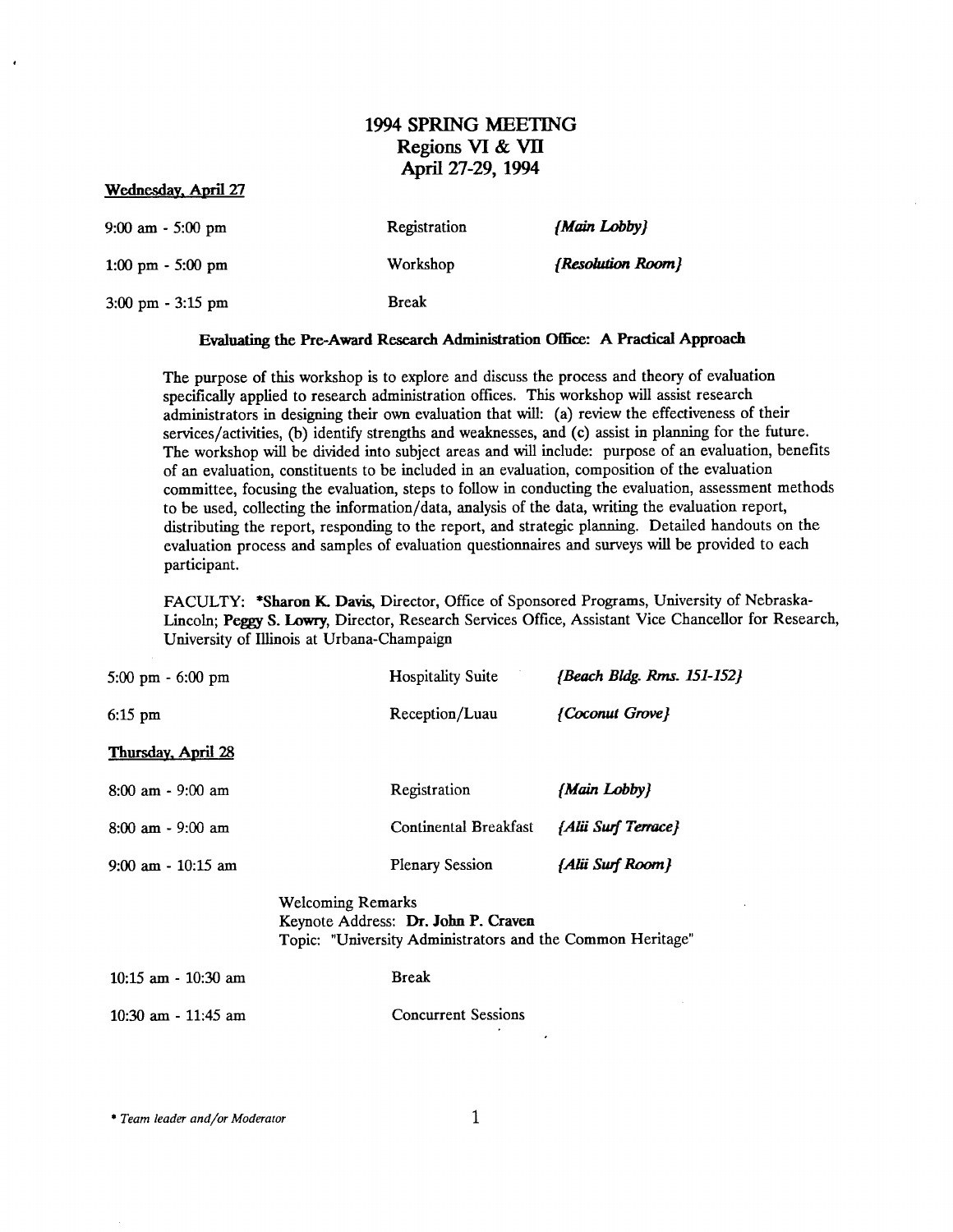# 1994 SPRING MEETING
## Regions VI & VII
## April 27-29, 1994

**Wednesday, April 27**

| | | |
|---|---|---|
| 9:00 am - 5:00 pm | Registration | *{Main Lobby}* |
| 1:00 pm - 5:00 pm | Workshop | *{Resolution Room}* |
| 3:00 pm - 3:15 pm | Break | |

**Evaluating the Pre-Award Research Administration Office: A Practical Approach**

The purpose of this workshop is to explore and discuss the process and theory of evaluation specifically applied to research administration offices. This workshop will assist research administrators in designing their own evaluation that will: (a) review the effectiveness of their services/activities, (b) identify strengths and weaknesses, and (c) assist in planning for the future. The workshop will be divided into subject areas and will include: purpose of an evaluation, benefits of an evaluation, constituents to be included in an evaluation, composition of the evaluation committee, focusing the evaluation, steps to follow in conducting the evaluation, assessment methods to be used, collecting the information/data, analysis of the data, writing the evaluation report, distributing the report, responding to the report, and strategic planning. Detailed handouts on the evaluation process and samples of evaluation questionnaires and surveys will be provided to each participant.

FACULTY: ***Sharon K. Davis**, Director, Office of Sponsored Programs, University of Nebraska-Lincoln; **Peggy S. Lowry**, Director, Research Services Office, Assistant Vice Chancellor for Research, University of Illinois at Urbana-Champaign

| | | |
|---|---|---|
| 5:00 pm - 6:00 pm | Hospitality Suite | *{Beach Bldg. Rms. 151-152}* |
| 6:15 pm | Reception/Luau | *{Coconut Grove}* |

**Thursday, April 28**

| | | |
|---|---|---|
| 8:00 am - 9:00 am | Registration | *{Main Lobby}* |
| 8:00 am - 9:00 am | Continental Breakfast | *{Alii Surf Terrace}* |
| 9:00 am - 10:15 am | Plenary Session | *{Alii Surf Room}* |

Welcoming Remarks
Keynote Address: **Dr. John P. Craven**
Topic: "University Administrators and the Common Heritage"

| | |
|---|---|
| 10:15 am - 10:30 am | Break |
| 10:30 am - 11:45 am | Concurrent Sessions |

* *Team leader and/or Moderator*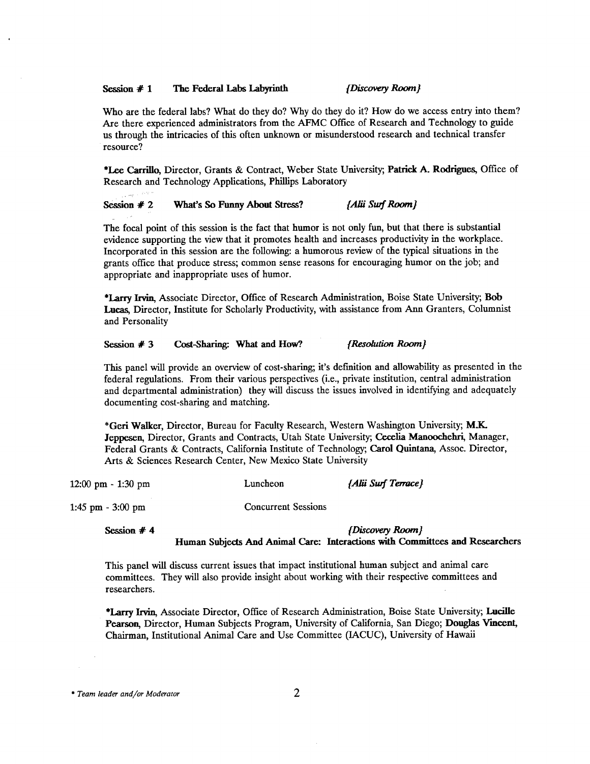**Session # 1 The Federal Labs Labyrinth** *{Discovery Room}*

Who are the federal labs? What do they do? Why do they do it? How do we access entry into them? Are there experienced administrators from the AFMC Office of Research and Technology to guide us through the intricacies of this often unknown or misunderstood research and technical transfer resource?

***Lee Carrillo**, Director, Grants & Contract, Weber State University; **Patrick A. Rodrigues**, Office of Research and Technology Applications, Phillips Laboratory

**Session # 2 What's So Funny About Stress?** *{Alii Surf Room}*

The focal point of this session is the fact that humor is not only fun, but that there is substantial evidence supporting the view that it promotes health and increases productivity in the workplace. Incorporated in this session are the following: a humorous review of the typical situations in the grants office that produce stress; common sense reasons for encouraging humor on the job; and appropriate and inappropriate uses of humor.

***Larry Irvin**, Associate Director, Office of Research Administration, Boise State University; **Bob Lucas**, Director, Institute for Scholarly Productivity, with assistance from Ann Granters, Columnist and Personality

**Session # 3 Cost-Sharing: What and How?** *{Resolution Room}*

This panel will provide an overview of cost-sharing; it's definition and allowability as presented in the federal regulations. From their various perspectives (i.e., private institution, central administration and departmental administration) they will discuss the issues involved in identifying and adequately documenting cost-sharing and matching.

***Geri Walker**, Director, Bureau for Faculty Research, Western Washington University; **M.K. Jeppesen**, Director, Grants and Contracts, Utah State University; **Cecelia Manoochehri**, Manager, Federal Grants & Contracts, California Institute of Technology; **Carol Quintana**, Assoc. Director, Arts & Sciences Research Center, New Mexico State University

12:00 pm - 1:30 pm Luncheon *{Alii Surf Terrace}*

1:45 pm - 3:00 pm Concurrent Sessions

**Session # 4** *{Discovery Room}*
**Human Subjects And Animal Care: Interactions with Committees and Researchers**

This panel will discuss current issues that impact institutional human subject and animal care committees. They will also provide insight about working with their respective committees and researchers.

***Larry Irvin**, Associate Director, Office of Research Administration, Boise State University; **Lucille Pearson**, Director, Human Subjects Program, University of California, San Diego; **Douglas Vincent**, Chairman, Institutional Animal Care and Use Committee (IACUC), University of Hawaii

* *Team leader and/or Moderator*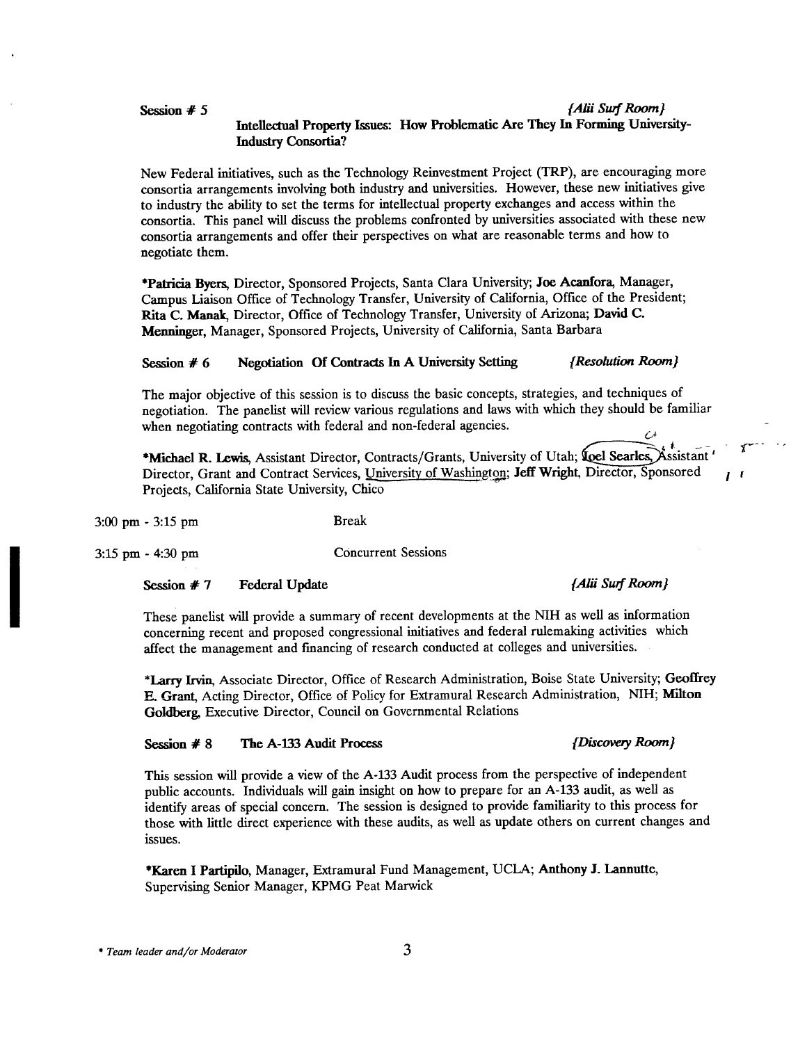**Session # 5** *{Alii Surf Room}*

**Intellectual Property Issues: How Problematic Are They In Forming University-Industry Consortia?**

New Federal initiatives, such as the Technology Reinvestment Project (TRP), are encouraging more consortia arrangements involving both industry and universities. However, these new initiatives give to industry the ability to set the terms for intellectual property exchanges and access within the consortia. This panel will discuss the problems confronted by universities associated with these new consortia arrangements and offer their perspectives on what are reasonable terms and how to negotiate them.

***Patricia Byers**, Director, Sponsored Projects, Santa Clara University; **Joe Acanfora**, Manager, Campus Liaison Office of Technology Transfer, University of California, Office of the President; **Rita C. Manak**, Director, Office of Technology Transfer, University of Arizona; **David C. Menninger**, Manager, Sponsored Projects, University of California, Santa Barbara

**Session # 6** **Negotiation Of Contracts In A University Setting** *{Resolution Room}*

The major objective of this session is to discuss the basic concepts, strategies, and techniques of negotiation. The panelist will review various regulations and laws with which they should be familiar when negotiating contracts with federal and non-federal agencies.

***Michael R. Lewis**, Assistant Director, Contracts/Grants, University of Utah; **Joel Searles**, Assistant Director, Grant and Contract Services, University of Washington; **Jeff Wright**, Director, Sponsored Projects, California State University, Chico

3:00 pm - 3:15 pm Break

3:15 pm - 4:30 pm Concurrent Sessions

**Session # 7** **Federal Update** *{Alii Surf Room}*

These panelist will provide a summary of recent developments at the NIH as well as information concerning recent and proposed congressional initiatives and federal rulemaking activities which affect the management and financing of research conducted at colleges and universities.

***Larry Irvin**, Associate Director, Office of Research Administration, Boise State University; **Geoffrey E. Grant**, Acting Director, Office of Policy for Extramural Research Administration, NIH; **Milton Goldberg**, Executive Director, Council on Governmental Relations

**Session # 8** **The A-133 Audit Process** *{Discovery Room}*

This session will provide a view of the A-133 Audit process from the perspective of independent public accounts. Individuals will gain insight on how to prepare for an A-133 audit, as well as identify areas of special concern. The session is designed to provide familiarity to this process for those with little direct experience with these audits, as well as update others on current changes and issues.

***Karen I Partipilo**, Manager, Extramural Fund Management, UCLA; **Anthony J. Lannutte**, Supervising Senior Manager, KPMG Peat Marwick

* *Team leader and/or Moderator*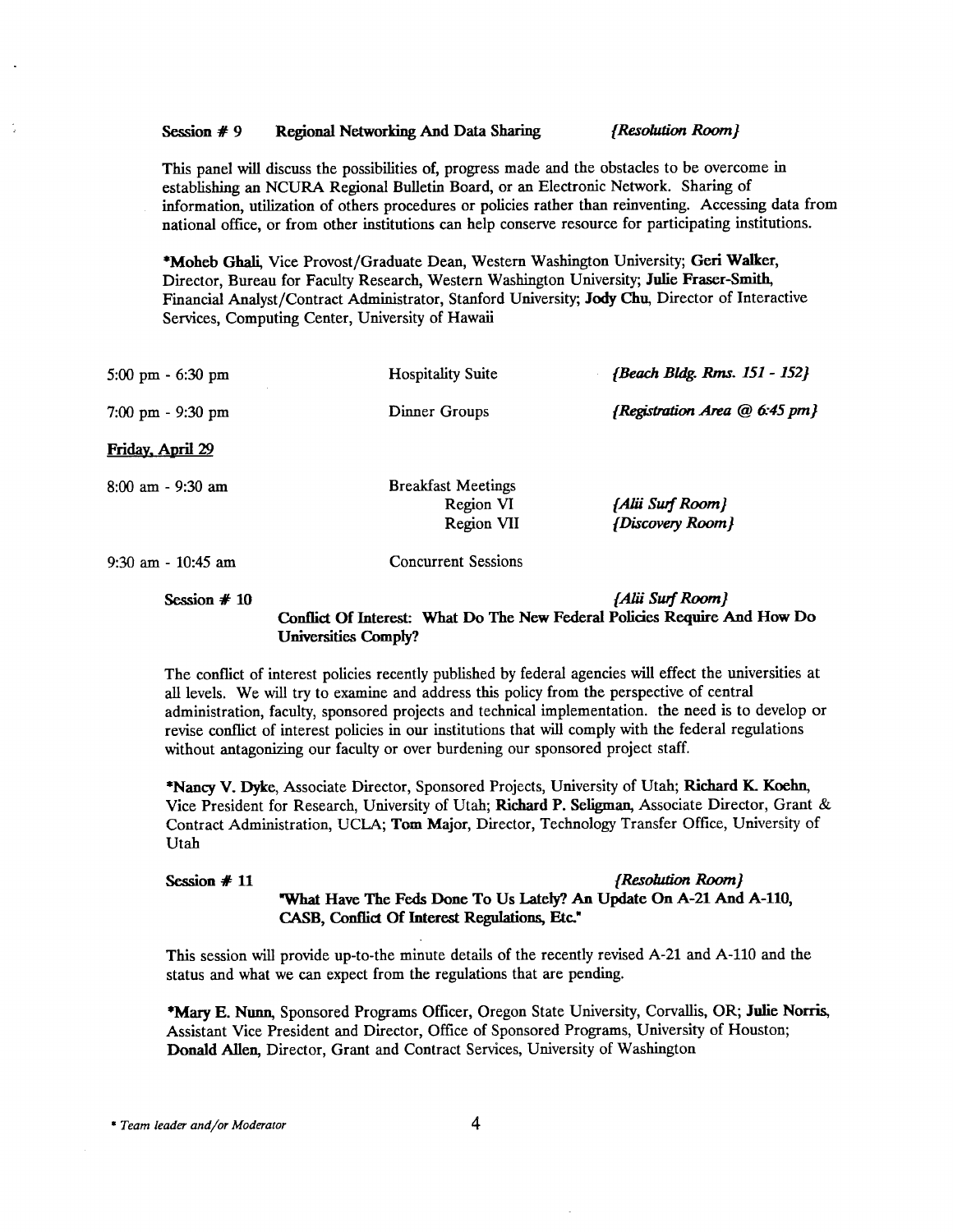**Session # 9 Regional Networking And Data Sharing** *{Resolution Room}*

This panel will discuss the possibilities of, progress made and the obstacles to be overcome in establishing an NCURA Regional Bulletin Board, or an Electronic Network. Sharing of information, utilization of others procedures or policies rather than reinventing. Accessing data from national office, or from other institutions can help conserve resource for participating institutions.

***Moheb Ghali**, Vice Provost/Graduate Dean, Western Washington University; **Geri Walker**, Director, Bureau for Faculty Research, Western Washington University; **Julie Fraser-Smith**, Financial Analyst/Contract Administrator, Stanford University; **Jody Chu**, Director of Interactive Services, Computing Center, University of Hawaii

| | | |
|---|---|---|
| 5:00 pm - 6:30 pm | Hospitality Suite | *{Beach Bldg. Rms. 151 - 152}* |
| 7:00 pm - 9:30 pm | Dinner Groups | *{Registration Area @ 6:45 pm}* |

<u>Friday, April 29</u>

| | | |
|---|---|---|
| 8:00 am - 9:30 am | Breakfast Meetings | |
| | Region VI | *{Alii Surf Room}* |
| | Region VII | *{Discovery Room}* |
| 9:30 am - 10:45 am | Concurrent Sessions | |

**Session # 10** *{Alii Surf Room}*

**Conflict Of Interest: What Do The New Federal Policies Require And How Do Universities Comply?**

The conflict of interest policies recently published by federal agencies will effect the universities at all levels. We will try to examine and address this policy from the perspective of central administration, faculty, sponsored projects and technical implementation. the need is to develop or revise conflict of interest policies in our institutions that will comply with the federal regulations without antagonizing our faculty or over burdening our sponsored project staff.

***Nancy V. Dyke**, Associate Director, Sponsored Projects, University of Utah; **Richard K. Koehn**, Vice President for Research, University of Utah; **Richard P. Seligman**, Associate Director, Grant & Contract Administration, UCLA; **Tom Major**, Director, Technology Transfer Office, University of Utah

**Session # 11** *{Resolution Room}*

**"What Have The Feds Done To Us Lately? An Update On A-21 And A-110, CASB, Conflict Of Interest Regulations, Etc."**

This session will provide up-to-the minute details of the recently revised A-21 and A-110 and the status and what we can expect from the regulations that are pending.

***Mary E. Nunn**, Sponsored Programs Officer, Oregon State University, Corvallis, OR; **Julie Norris**, Assistant Vice President and Director, Office of Sponsored Programs, University of Houston; **Donald Allen**, Director, Grant and Contract Services, University of Washington

*\* Team leader and/or Moderator*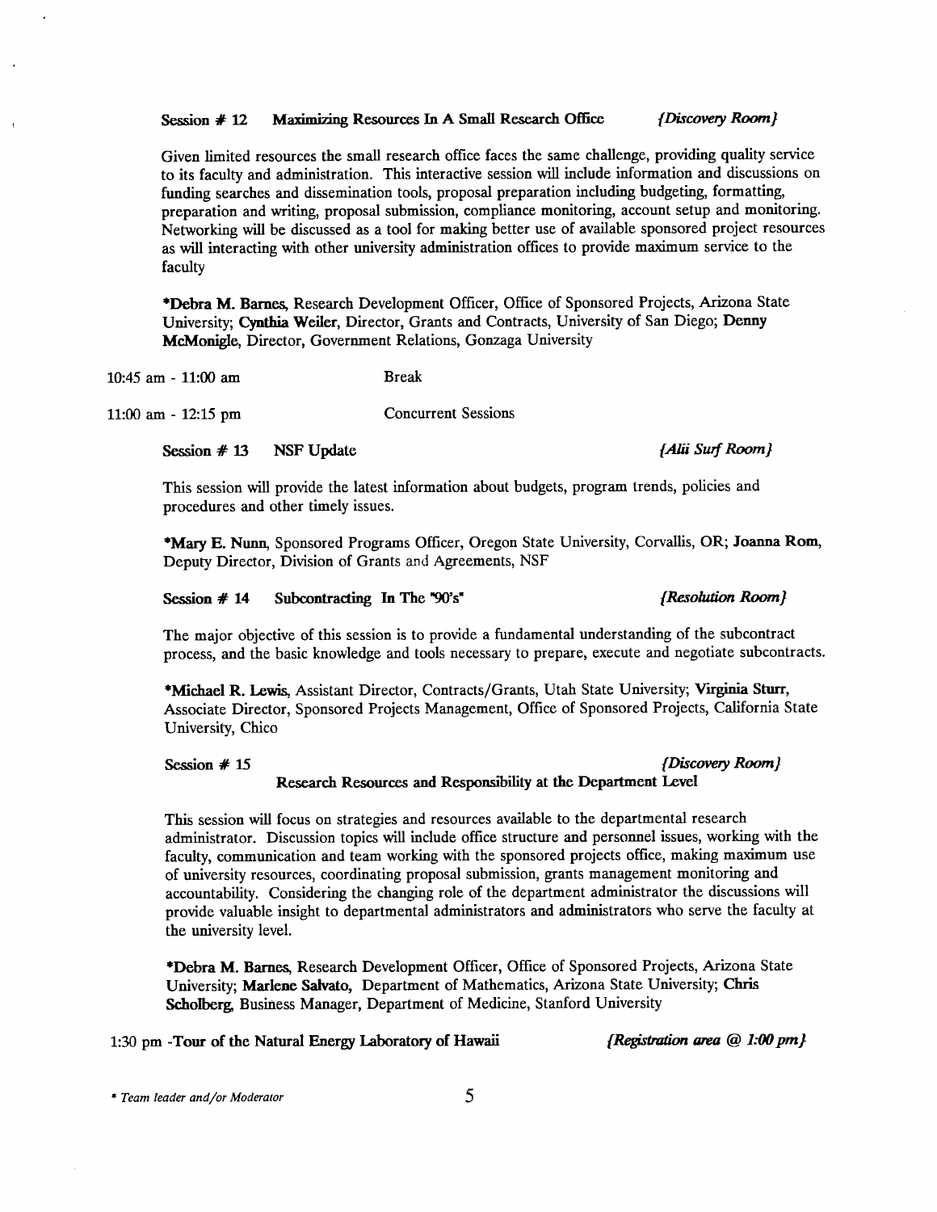**Session # 12 Maximizing Resources In A Small Research Office** *{Discovery Room}*

Given limited resources the small research office faces the same challenge, providing quality service to its faculty and administration. This interactive session will include information and discussions on funding searches and dissemination tools, proposal preparation including budgeting, formatting, preparation and writing, proposal submission, compliance monitoring, account setup and monitoring. Networking will be discussed as a tool for making better use of available sponsored project resources as will interacting with other university administration offices to provide maximum service to the faculty

***Debra M. Barnes**, Research Development Officer, Office of Sponsored Projects, Arizona State University; **Cynthia Weiler**, Director, Grants and Contracts, University of San Diego; **Denny McMonigle**, Director, Government Relations, Gonzaga University

10:45 am - 11:00 am Break

11:00 am - 12:15 pm Concurrent Sessions

**Session # 13 NSF Update** *{Alii Surf Room}*

This session will provide the latest information about budgets, program trends, policies and procedures and other timely issues.

***Mary E. Nunn**, Sponsored Programs Officer, Oregon State University, Corvallis, OR; **Joanna Rom**, Deputy Director, Division of Grants and Agreements, NSF

**Session # 14 Subcontracting In The "90's"** *{Resolution Room}*

The major objective of this session is to provide a fundamental understanding of the subcontract process, and the basic knowledge and tools necessary to prepare, execute and negotiate subcontracts.

***Michael R. Lewis**, Assistant Director, Contracts/Grants, Utah State University; **Virginia Sturr**, Associate Director, Sponsored Projects Management, Office of Sponsored Projects, California State University, Chico

**Session # 15** *{Discovery Room}*
**Research Resources and Responsibility at the Department Level**

This session will focus on strategies and resources available to the departmental research administrator. Discussion topics will include office structure and personnel issues, working with the faculty, communication and team working with the sponsored projects office, making maximum use of university resources, coordinating proposal submission, grants management monitoring and accountability. Considering the changing role of the department administrator the discussions will provide valuable insight to departmental administrators and administrators who serve the faculty at the university level.

***Debra M. Barnes**, Research Development Officer, Office of Sponsored Projects, Arizona State University; **Marlene Salvato**, Department of Mathematics, Arizona State University; **Chris Scholberg**, Business Manager, Department of Medicine, Stanford University

1:30 pm -**Tour of the Natural Energy Laboratory of Hawaii** *{Registration area @ 1:00 pm}*

*\* Team leader and/or Moderator*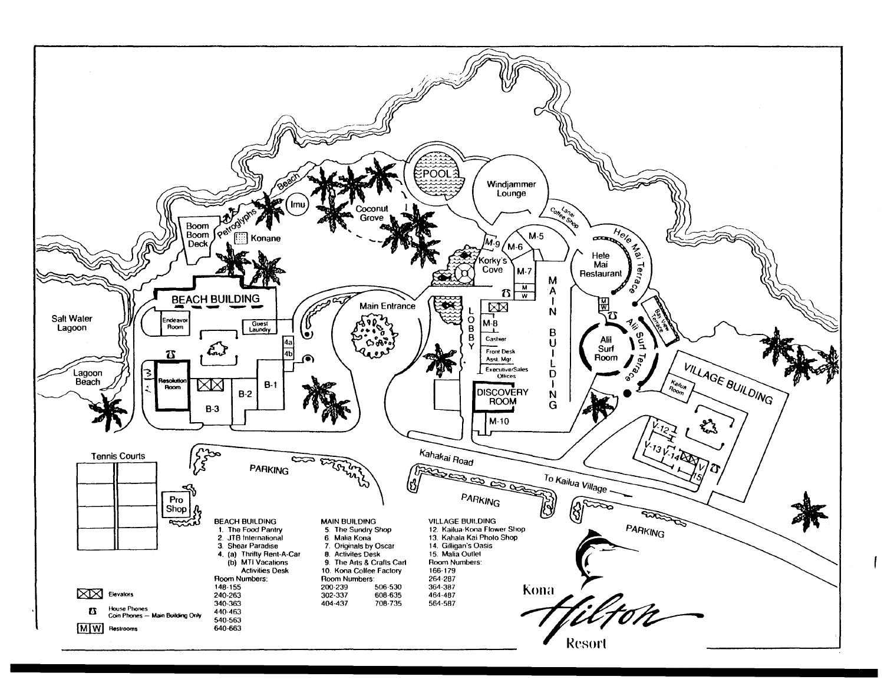BEACH BUILDING
1. The Food Pantry
2. JTB International
3. Shear Paradise
4. (a) Thrifty Rent-A-Car
   (b) MTI Vacations Activities Desk

Room Numbers:
148-155
240-263
340-363
440-463
540-563
640-663

MAIN BUILDING
5. The Sundry Shop
6. Malia Kona
7. Originals by Oscar
8. Activites Desk
9. The Arts & Crafts Cart
10. Kona Coffee Factory

Room Numbers:
200-239
302-337
404-437
506-530
608-635
708-735

VILLAGE BUILDING
12. Kailua-Kona Flower Shop
13. Kahala Kai Photo Shop
14. Gilligan's Oasis
15. Malia Outlet

Room Numbers:
166-179
264-287
364-387
464-487
564-587

Elevators

House Phones
Coin Phones — Main Building Only

M W Restrooms

Kona Hilton Resort